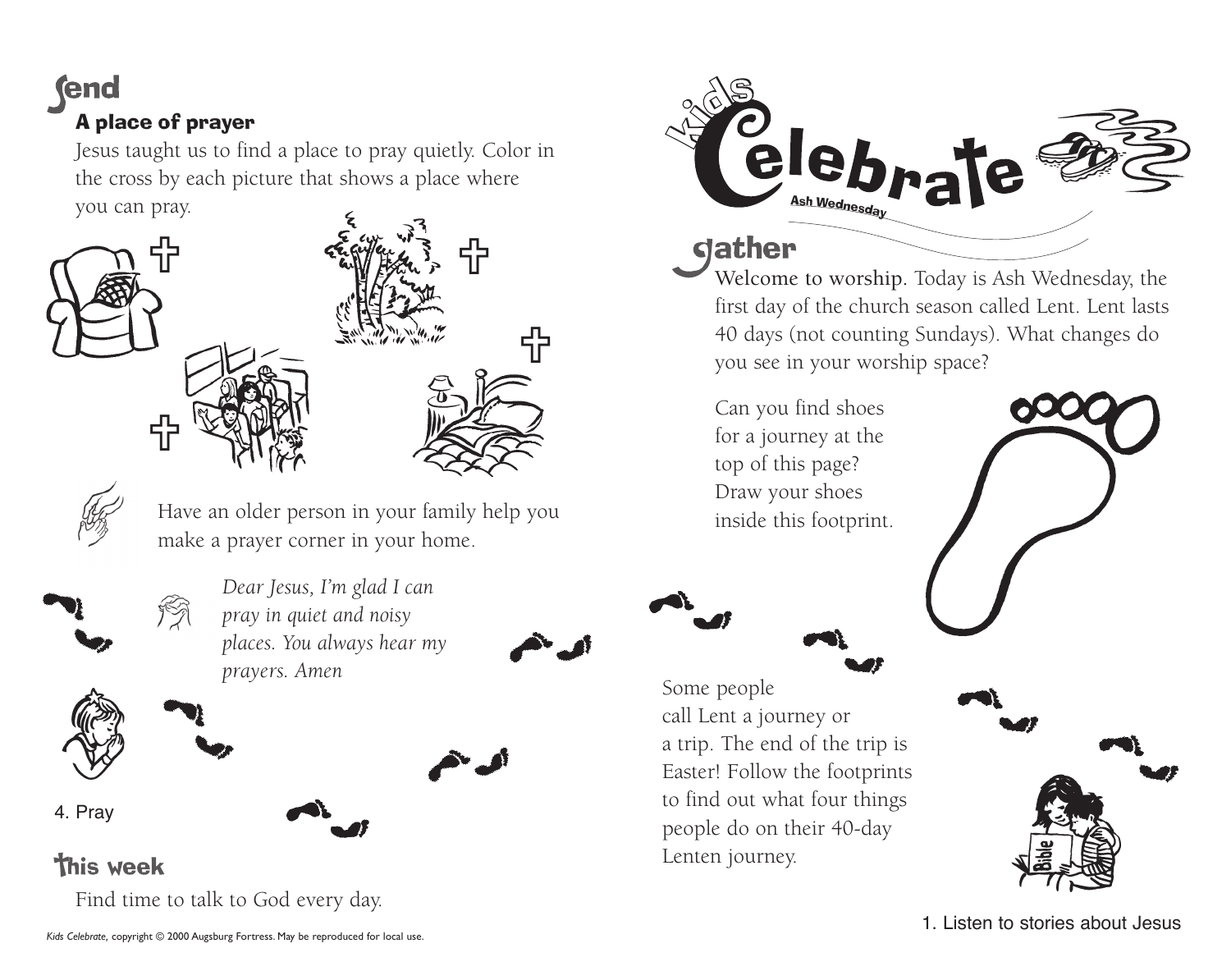# Kids Celebrate

**Ash Wednesday**

## Gather

Welcome to worship. Today is Ash Wednesday, the first day of the church season called Lent. Lent lasts 40 days (not counting Sundays). What changes do you see in your worship space?

Can you find shoes for a journey at the top of this page? Draw your shoes inside this footprint.

Some people call Lent a journey or a trip. The end of the trip is Easter! Follow the footprints to find out what four things people do on their 40-day Lenten journey.

1. Listen to stories about Jesus

## Send

### A place of prayer

Jesus taught us to find a place to pray quietly. Color in the cross by each picture that shows a place where you can pray.

Have an older person in your family help you make a prayer corner in your home.

*Dear Jesus, I'm glad I can pray in quiet and noisy places. You always hear my prayers. Amen*

4. Pray

## This week

Find time to talk to God every day.

*Kids Celebrate*, copyright © 2000 Augsburg Fortress. May be reproduced for local use.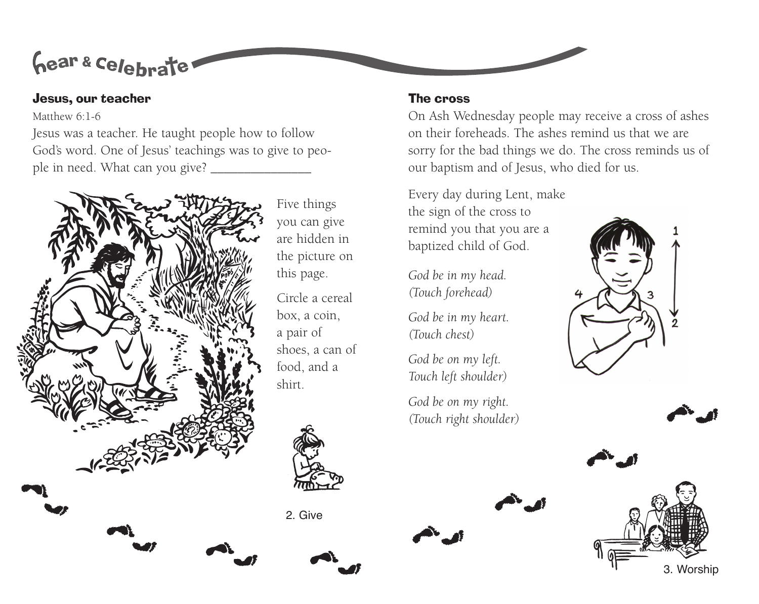# hear & celebrate

## Jesus, our teacher

Matthew 6:1-6

Jesus was a teacher. He taught people how to follow God's word. One of Jesus' teachings was to give to people in need. What can you give? _______________

Five things you can give are hidden in the picture on this page.

Circle a cereal box, a coin, a pair of shoes, a can of food, and a shirt.

2. Give

## The cross

On Ash Wednesday people may receive a cross of ashes on their foreheads. The ashes remind us that we are sorry for the bad things we do. The cross reminds us of our baptism and of Jesus, who died for us.

Every day during Lent, make the sign of the cross to remind you that you are a baptized child of God.

*God be in my head.*
*(Touch forehead)*

*God be in my heart.*
*(Touch chest)*

*God be on my left.*
*Touch left shoulder)*

*God be on my right.*
*(Touch right shoulder)*

1

2

3

4

3. Worship